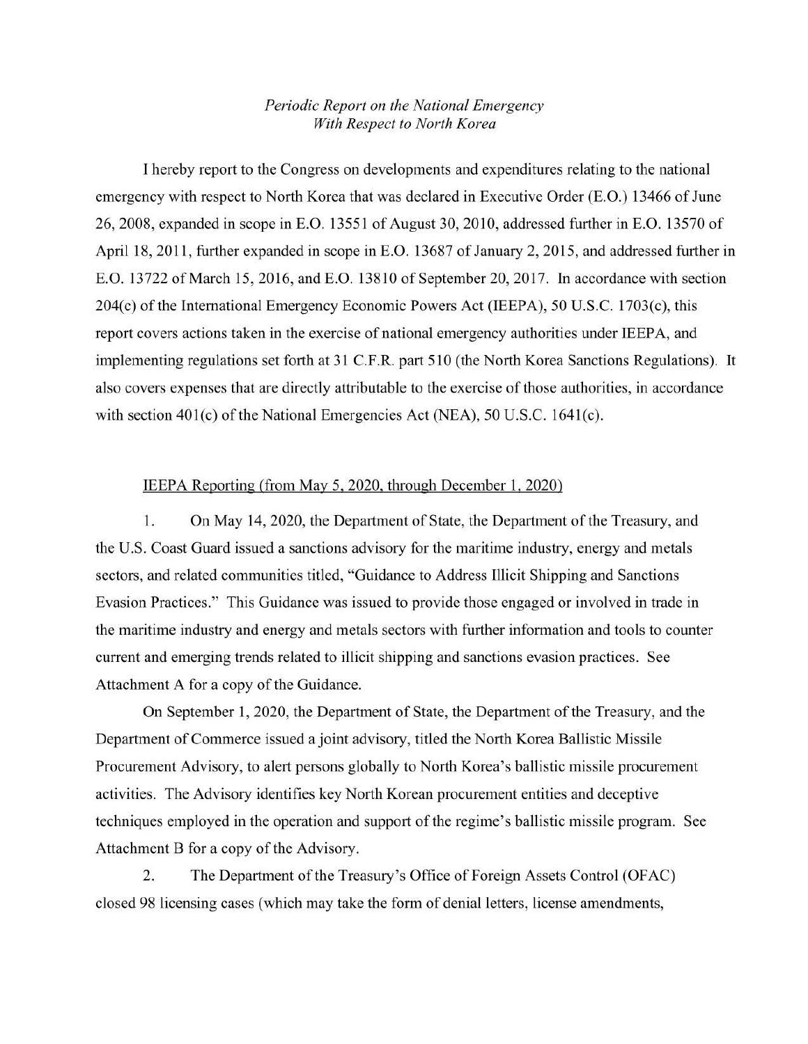*Periodic Report on the National Emergency*
*With Respect to North Korea*

I hereby report to the Congress on developments and expenditures relating to the national emergency with respect to North Korea that was declared in Executive Order (E.O.) 13466 of June 26, 2008, expanded in scope in E.O. 13551 of August 30, 2010, addressed further in E.O. 13570 of April 18, 2011, further expanded in scope in E.O. 13687 of January 2, 2015, and addressed further in E.O. 13722 of March 15, 2016, and E.O. 13810 of September 20, 2017. In accordance with section 204(c) of the International Emergency Economic Powers Act (IEEPA), 50 U.S.C. 1703(c), this report covers actions taken in the exercise of national emergency authorities under IEEPA, and implementing regulations set forth at 31 C.F.R. part 510 (the North Korea Sanctions Regulations). It also covers expenses that are directly attributable to the exercise of those authorities, in accordance with section 401(c) of the National Emergencies Act (NEA), 50 U.S.C. 1641(c).

IEEPA Reporting (from May 5, 2020, through December 1, 2020)

1. On May 14, 2020, the Department of State, the Department of the Treasury, and the U.S. Coast Guard issued a sanctions advisory for the maritime industry, energy and metals sectors, and related communities titled, "Guidance to Address Illicit Shipping and Sanctions Evasion Practices." This Guidance was issued to provide those engaged or involved in trade in the maritime industry and energy and metals sectors with further information and tools to counter current and emerging trends related to illicit shipping and sanctions evasion practices. See Attachment A for a copy of the Guidance.

On September 1, 2020, the Department of State, the Department of the Treasury, and the Department of Commerce issued a joint advisory, titled the North Korea Ballistic Missile Procurement Advisory, to alert persons globally to North Korea's ballistic missile procurement activities. The Advisory identifies key North Korean procurement entities and deceptive techniques employed in the operation and support of the regime's ballistic missile program. See Attachment B for a copy of the Advisory.

2. The Department of the Treasury's Office of Foreign Assets Control (OFAC) closed 98 licensing cases (which may take the form of denial letters, license amendments,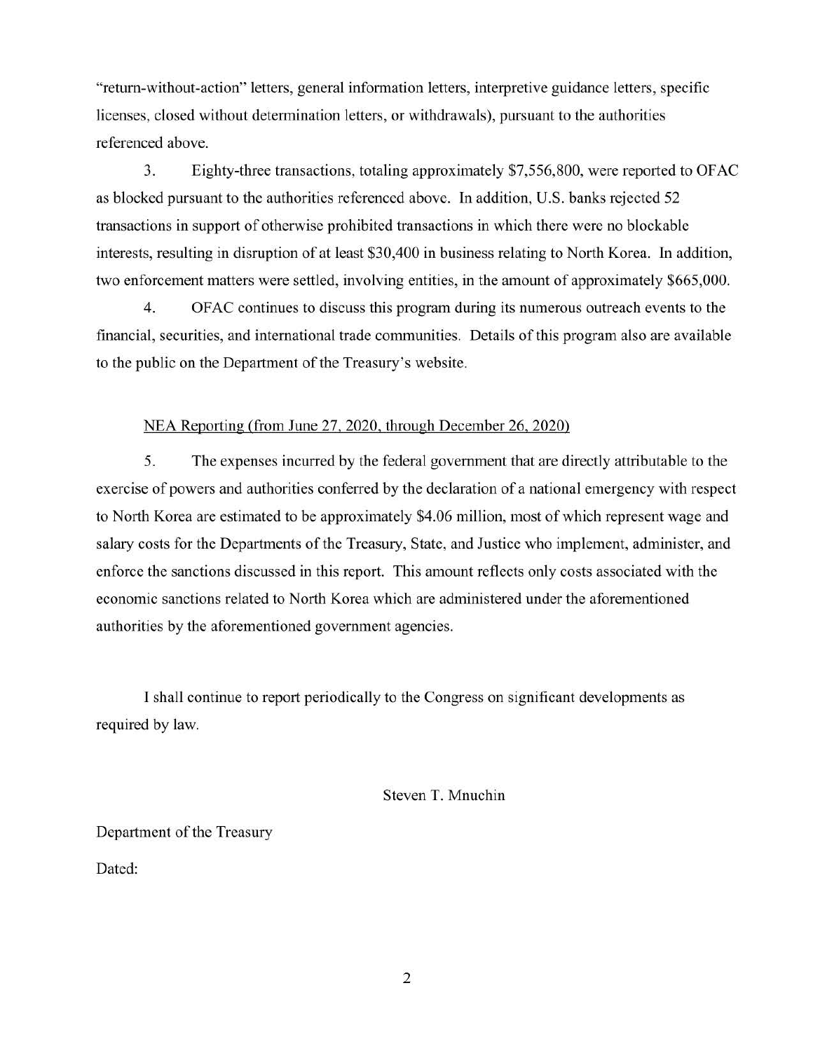"return-without-action" letters, general information letters, interpretive guidance letters, specific licenses, closed without determination letters, or withdrawals), pursuant to the authorities referenced above.

3. Eighty-three transactions, totaling approximately $7,556,800, were reported to OFAC as blocked pursuant to the authorities referenced above. In addition, U.S. banks rejected 52 transactions in support of otherwise prohibited transactions in which there were no blockable interests, resulting in disruption of at least $30,400 in business relating to North Korea. In addition, two enforcement matters were settled, involving entities, in the amount of approximately $665,000.

4. OFAC continues to discuss this program during its numerous outreach events to the financial, securities, and international trade communities. Details of this program also are available to the public on the Department of the Treasury's website.

NEA Reporting (from June 27, 2020, through December 26, 2020)

5. The expenses incurred by the federal government that are directly attributable to the exercise of powers and authorities conferred by the declaration of a national emergency with respect to North Korea are estimated to be approximately $4.06 million, most of which represent wage and salary costs for the Departments of the Treasury, State, and Justice who implement, administer, and enforce the sanctions discussed in this report. This amount reflects only costs associated with the economic sanctions related to North Korea which are administered under the aforementioned authorities by the aforementioned government agencies.

I shall continue to report periodically to the Congress on significant developments as required by law.

Steven T. Mnuchin

Department of the Treasury

Dated: